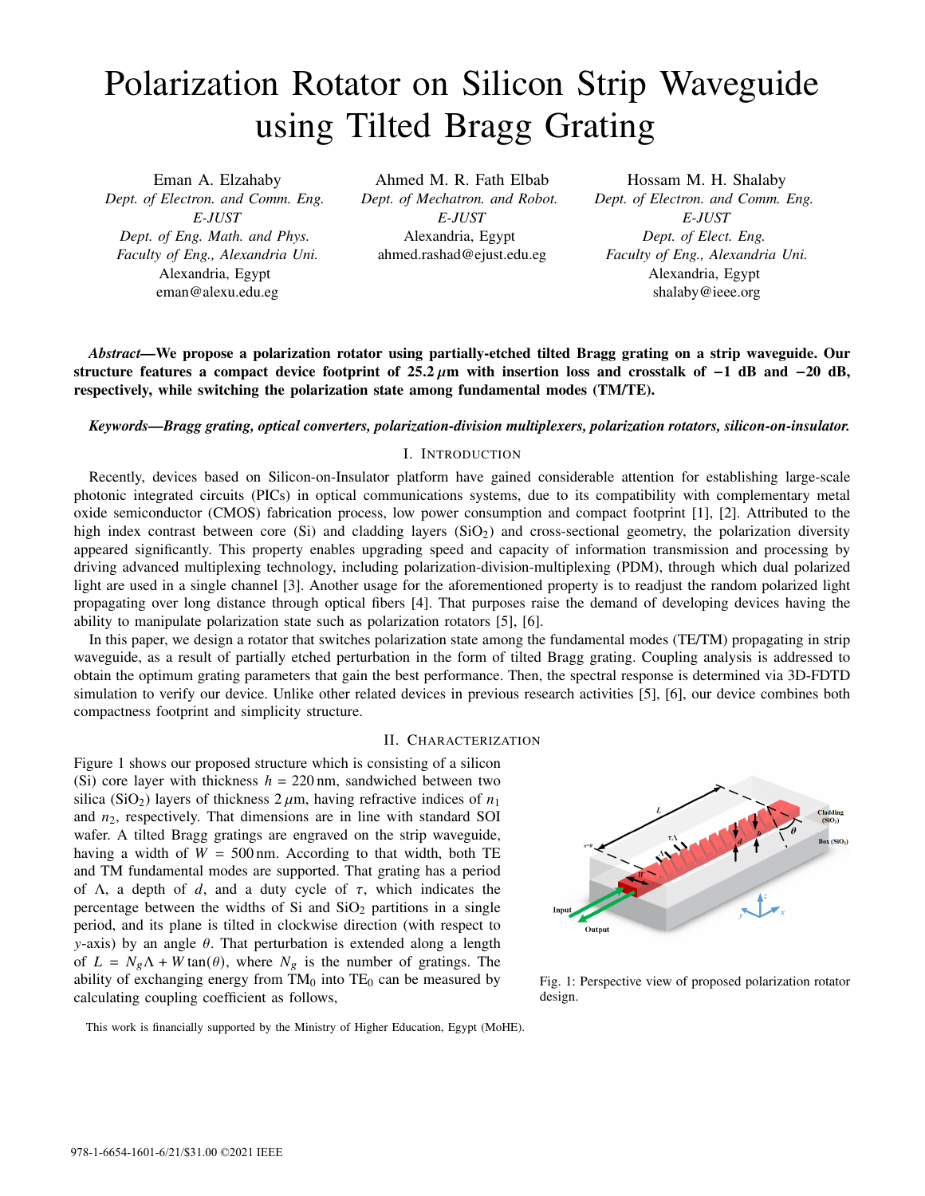# Polarization Rotator on Silicon Strip Waveguide using Tilted Bragg Grating

Eman A. Elzahaby
*Dept. of Electron. and Comm. Eng.*
*E-JUST*
*Dept. of Eng. Math. and Phys.*
*Faculty of Eng., Alexandria Uni.*
Alexandria, Egypt
eman@alexu.edu.eg

Ahmed M. R. Fath Elbab
*Dept. of Mechatron. and Robot.*
*E-JUST*
Alexandria, Egypt
ahmed.rashad@ejust.edu.eg

Hossam M. H. Shalaby
*Dept. of Electron. and Comm. Eng.*
*E-JUST*
*Dept. of Elect. Eng.*
*Faculty of Eng., Alexandria Uni.*
Alexandria, Egypt
shalaby@ieee.org

***Abstract*—We propose a polarization rotator using partially-etched tilted Bragg grating on a strip waveguide. Our structure features a compact device footprint of 25.2 $\mu$m with insertion loss and crosstalk of −1 dB and −20 dB, respectively, while switching the polarization state among fundamental modes (TM/TE).**

***Keywords*—Bragg grating, optical converters, polarization-division multiplexers, polarization rotators, silicon-on-insulator.**

## I. Introduction

Recently, devices based on Silicon-on-Insulator platform have gained considerable attention for establishing large-scale photonic integrated circuits (PICs) in optical communications systems, due to its compatibility with complementary metal oxide semiconductor (CMOS) fabrication process, low power consumption and compact footprint [1], [2]. Attributed to the high index contrast between core (Si) and cladding layers ($SiO_2$) and cross-sectional geometry, the polarization diversity appeared significantly. This property enables upgrading speed and capacity of information transmission and processing by driving advanced multiplexing technology, including polarization-division-multiplexing (PDM), through which dual polarized light are used in a single channel [3]. Another usage for the aforementioned property is to readjust the random polarized light propagating over long distance through optical fibers [4]. That purposes raise the demand of developing devices having the ability to manipulate polarization state such as polarization rotators [5], [6].

In this paper, we design a rotator that switches polarization state among the fundamental modes (TE/TM) propagating in strip waveguide, as a result of partially etched perturbation in the form of tilted Bragg grating. Coupling analysis is addressed to obtain the optimum grating parameters that gain the best performance. Then, the spectral response is determined via 3D-FDTD simulation to verify our device. Unlike other related devices in previous research activities [5], [6], our device combines both compactness footprint and simplicity structure.

## II. Characterization

Figure 1 shows our proposed structure which is consisting of a silicon (Si) core layer with thickness $h = 220\,\text{nm}$, sandwiched between two silica ($SiO_2$) layers of thickness $2\,\mu$m, having refractive indices of $n_1$ and $n_2$, respectively. That dimensions are in line with standard SOI wafer. A tilted Bragg gratings are engraved on the strip waveguide, having a width of $W = 500\,\text{nm}$. According to that width, both TE and TM fundamental modes are supported. That grating has a period of $\Lambda$, a depth of $d$, and a duty cycle of $\tau$, which indicates the percentage between the widths of Si and $SiO_2$ partitions in a single period, and its plane is tilted in clockwise direction (with respect to $y$-axis) by an angle $\theta$. That perturbation is extended along a length of $L = N_g\Lambda + W\tan(\theta)$, where $N_g$ is the number of gratings. The ability of exchanging energy from $TM_0$ into $TE_0$ can be measured by calculating coupling coefficient as follows,

Fig. 1: Perspective view of proposed polarization rotator design.

This work is financially supported by the Ministry of Higher Education, Egypt (MoHE).

978-1-6654-1601-6/21/$31.00 ©2021 IEEE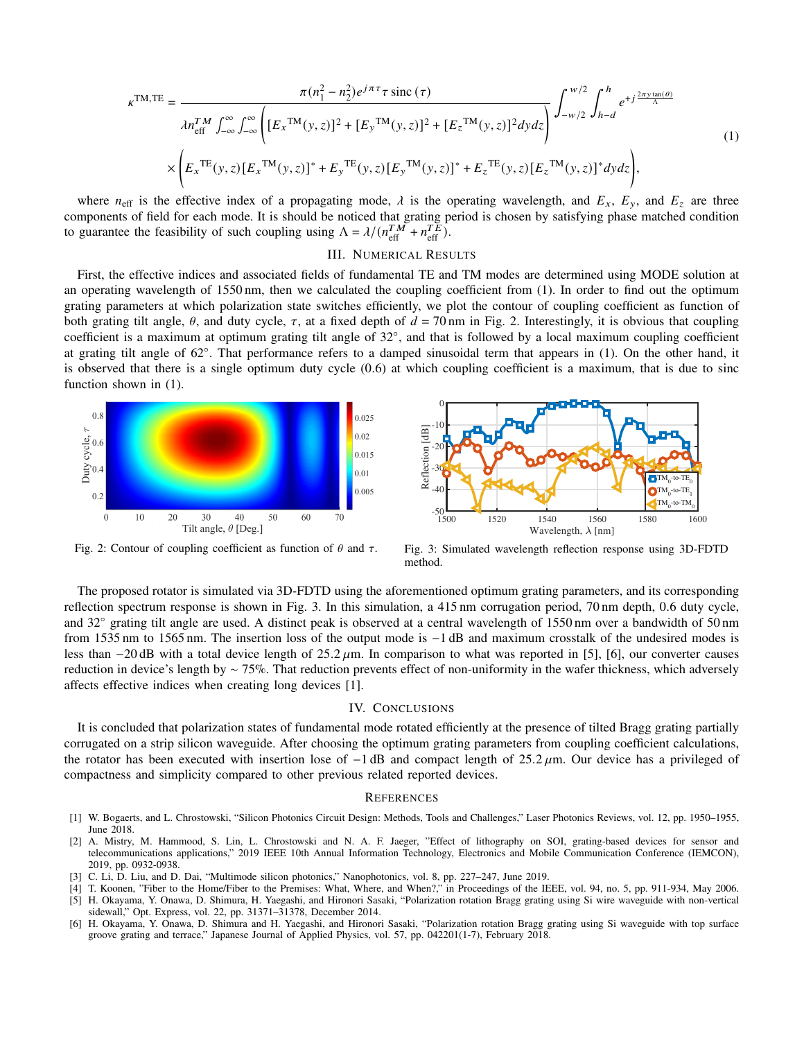$$\kappa^{\text{TM,TE}} = \frac{\pi(n_1^2 - n_2^2)e^{j\pi\tau}\tau\,\text{sinc}\,(\tau)}{\lambda n_{\text{eff}}^{TM}\int_{-\infty}^{\infty}\int_{-\infty}^{\infty}\left([E_x{}^{\text{TM}}(y,z)]^2 + [E_y{}^{\text{TM}}(y,z)]^2 + [E_z{}^{\text{TM}}(y,z)]^2 dydz\right)}\int_{-w/2}^{w/2}\int_{h-d}^{h} e^{+j\frac{2\pi y\tan(\theta)}{\Lambda}}$$
$$\times\left(E_x{}^{\text{TE}}(y,z)[E_x{}^{\text{TM}}(y,z)]^* + E_y{}^{\text{TE}}(y,z)[E_y{}^{\text{TM}}(y,z)]^* + E_z{}^{\text{TE}}(y,z)[E_z{}^{\text{TM}}(y,z)]^* dydz\right), \tag{1}$$

where $n_{\text{eff}}$ is the effective index of a propagating mode, $\lambda$ is the operating wavelength, and $E_x$, $E_y$, and $E_z$ are three components of field for each mode. It is should be noticed that grating period is chosen by satisfying phase matched condition to guarantee the feasibility of such coupling using $\Lambda = \lambda/(n_{\text{eff}}^{TM} + n_{\text{eff}}^{TE})$.

## III. Numerical Results

First, the effective indices and associated fields of fundamental TE and TM modes are determined using MODE solution at an operating wavelength of 1550 nm, then we calculated the coupling coefficient from (1). In order to find out the optimum grating parameters at which polarization state switches efficiently, we plot the contour of coupling coefficient as function of both grating tilt angle, $\theta$, and duty cycle, $\tau$, at a fixed depth of $d = 70$ nm in Fig. 2. Interestingly, it is obvious that coupling coefficient is a maximum at optimum grating tilt angle of 32°, and that is followed by a local maximum coupling coefficient at grating tilt angle of 62°. That performance refers to a damped sinusoidal term that appears in (1). On the other hand, it is observed that there is a single optimum duty cycle (0.6) at which coupling coefficient is a maximum, that is due to sinc function shown in (1).

Duty cycle, $\tau$
0.8
0.6
0.4
0.2
0 10 20 30 40 50 60 70
Tilt angle, $\theta$ [Deg.]
0.025
0.02
0.015
0.01
0.005

Fig. 2: Contour of coupling coefficient as function of $\theta$ and $\tau$.

Reflection [dB]
0
-10
-20
-30
-40
-50
1500 1520 1540 1560 1580 1600
Wavelength, $\lambda$ [nm]
$TM_0$-to-$TE_0$
$TM_0$-to-$TE_1$
$TM_0$-to-$TM_0$

Fig. 3: Simulated wavelength reflection response using 3D-FDTD method.

The proposed rotator is simulated via 3D-FDTD using the aforementioned optimum grating parameters, and its corresponding reflection spectrum response is shown in Fig. 3. In this simulation, a 415 nm corrugation period, 70 nm depth, 0.6 duty cycle, and 32° grating tilt angle are used. A distinct peak is observed at a central wavelength of 1550 nm over a bandwidth of 50 nm from 1535 nm to 1565 nm. The insertion loss of the output mode is −1 dB and maximum crosstalk of the undesired modes is less than −20 dB with a total device length of 25.2 $\mu$m. In comparison to what was reported in [5], [6], our converter causes reduction in device's length by ∼ 75%. That reduction prevents effect of non-uniformity in the wafer thickness, which adversely affects effective indices when creating long devices [1].

## IV. Conclusions

It is concluded that polarization states of fundamental mode rotated efficiently at the presence of tilted Bragg grating partially corrugated on a strip silicon waveguide. After choosing the optimum grating parameters from coupling coefficient calculations, the rotator has been executed with insertion lose of −1 dB and compact length of 25.2 $\mu$m. Our device has a privileged of compactness and simplicity compared to other previous related reported devices.

## References

[1] W. Bogaerts, and L. Chrostowski, "Silicon Photonics Circuit Design: Methods, Tools and Challenges," Laser Photonics Reviews, vol. 12, pp. 1950–1955, June 2018.

[2] A. Mistry, M. Hammood, S. Lin, L. Chrostowski and N. A. F. Jaeger, "Effect of lithography on SOI, grating-based devices for sensor and telecommunications applications," 2019 IEEE 10th Annual Information Technology, Electronics and Mobile Communication Conference (IEMCON), 2019, pp. 0932-0938.

[3] C. Li, D. Liu, and D. Dai, "Multimode silicon photonics," Nanophotonics, vol. 8, pp. 227–247, June 2019.

[4] T. Koonen, "Fiber to the Home/Fiber to the Premises: What, Where, and When?," in Proceedings of the IEEE, vol. 94, no. 5, pp. 911-934, May 2006.

[5] H. Okayama, Y. Onawa, D. Shimura, H. Yaegashi, and Hironori Sasaki, "Polarization rotation Bragg grating using Si wire waveguide with non-vertical sidewall," Opt. Express, vol. 22, pp. 31371–31378, December 2014.

[6] H. Okayama, Y. Onawa, D. Shimura and H. Yaegashi, and Hironori Sasaki, "Polarization rotation Bragg grating using Si waveguide with top surface groove grating and terrace," Japanese Journal of Applied Physics, vol. 57, pp. 042201(1-7), February 2018.